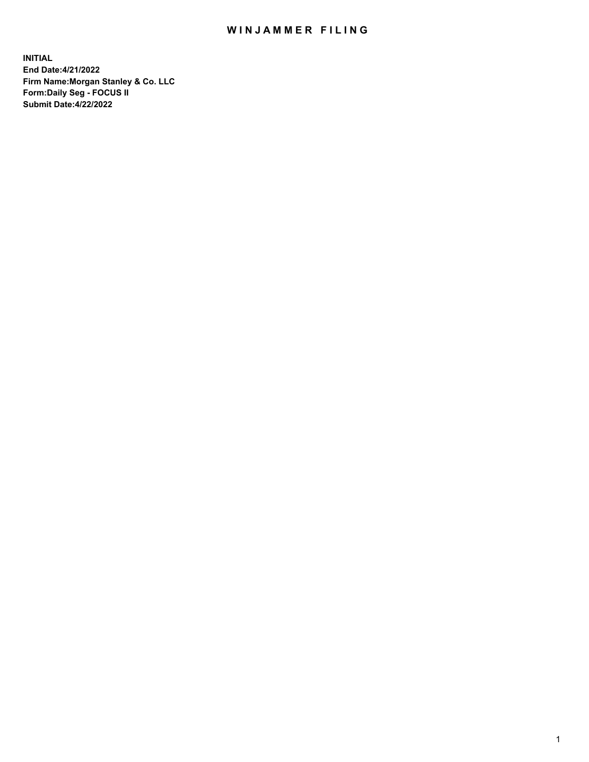# WINJAMMER FILING

**INITIAL**
**End Date:4/21/2022**
**Firm Name:Morgan Stanley & Co. LLC**
**Form:Daily Seg - FOCUS II**
**Submit Date:4/22/2022**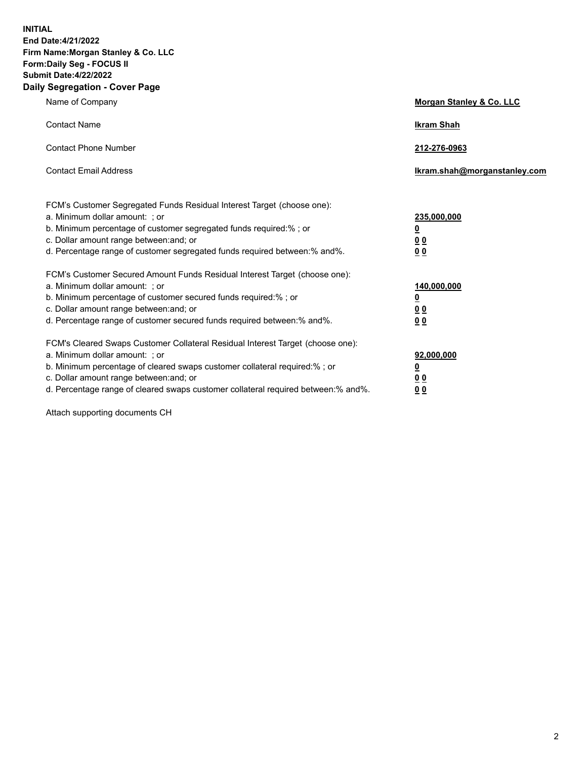**INITIAL**
**End Date:4/21/2022**
**Firm Name:Morgan Stanley & Co. LLC**
**Form:Daily Seg - FOCUS II**
**Submit Date:4/22/2022**

## Daily Segregation - Cover Page

| | |
|---|---|
| Name of Company | **Morgan Stanley & Co. LLC** |
| Contact Name | **Ikram Shah** |
| Contact Phone Number | **212-276-0963** |
| Contact Email Address | **Ikram.shah@morganstanley.com** |

| | |
|---|---|
| FCM's Customer Segregated Funds Residual Interest Target (choose one): | |
| a. Minimum dollar amount: ; or | **235,000,000** |
| b. Minimum percentage of customer segregated funds required:% ; or | **0** |
| c. Dollar amount range between:and; or | **0 0** |
| d. Percentage range of customer segregated funds required between:% and%. | **0 0** |
| FCM's Customer Secured Amount Funds Residual Interest Target (choose one): | |
| a. Minimum dollar amount: ; or | **140,000,000** |
| b. Minimum percentage of customer secured funds required:% ; or | **0** |
| c. Dollar amount range between:and; or | **0 0** |
| d. Percentage range of customer secured funds required between:% and%. | **0 0** |
| FCM's Cleared Swaps Customer Collateral Residual Interest Target (choose one): | |
| a. Minimum dollar amount: ; or | **92,000,000** |
| b. Minimum percentage of cleared swaps customer collateral required:% ; or | **0** |
| c. Dollar amount range between:and; or | **0 0** |
| d. Percentage range of cleared swaps customer collateral required between:% and%. | **0 0** |

Attach supporting documents CH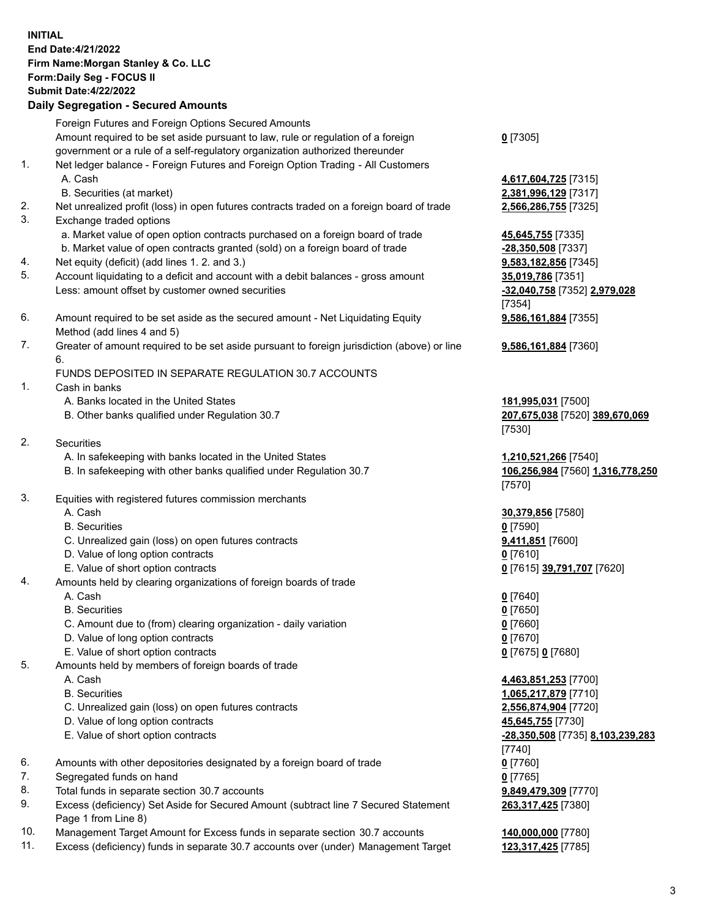**INITIAL**
**End Date:4/21/2022**
**Firm Name:Morgan Stanley & Co. LLC**
**Form:Daily Seg - FOCUS II**
**Submit Date:4/22/2022**

## Daily Segregation - Secured Amounts

| | | |
|---|---|---|
| | Foreign Futures and Foreign Options Secured Amounts | |
| | Amount required to be set aside pursuant to law, rule or regulation of a foreign government or a rule of a self-regulatory organization authorized thereunder | **0** [7305] |
| 1. | Net ledger balance - Foreign Futures and Foreign Option Trading - All Customers | |
| | A. Cash | **4,617,604,725** [7315] |
| | B. Securities (at market) | **2,381,996,129** [7317] |
| 2. | Net unrealized profit (loss) in open futures contracts traded on a foreign board of trade | **2,566,286,755** [7325] |
| 3. | Exchange traded options | |
| | a. Market value of open option contracts purchased on a foreign board of trade | **45,645,755** [7335] |
| | b. Market value of open contracts granted (sold) on a foreign board of trade | **-28,350,508** [7337] |
| 4. | Net equity (deficit) (add lines 1. 2. and 3.) | **9,583,182,856** [7345] |
| 5. | Account liquidating to a deficit and account with a debit balances - gross amount | **35,019,786** [7351] |
| | Less: amount offset by customer owned securities | **-32,040,758** [7352] **2,979,028** [7354] |
| 6. | Amount required to be set aside as the secured amount - Net Liquidating Equity Method (add lines 4 and 5) | **9,586,161,884** [7355] |
| 7. | Greater of amount required to be set aside pursuant to foreign jurisdiction (above) or line 6. | **9,586,161,884** [7360] |
| | FUNDS DEPOSITED IN SEPARATE REGULATION 30.7 ACCOUNTS | |
| 1. | Cash in banks | |
| | A. Banks located in the United States | **181,995,031** [7500] |
| | B. Other banks qualified under Regulation 30.7 | **207,675,038** [7520] **389,670,069** [7530] |
| 2. | Securities | |
| | A. In safekeeping with banks located in the United States | **1,210,521,266** [7540] |
| | B. In safekeeping with other banks qualified under Regulation 30.7 | **106,256,984** [7560] **1,316,778,250** [7570] |
| 3. | Equities with registered futures commission merchants | |
| | A. Cash | **30,379,856** [7580] |
| | B. Securities | **0** [7590] |
| | C. Unrealized gain (loss) on open futures contracts | **9,411,851** [7600] |
| | D. Value of long option contracts | **0** [7610] |
| | E. Value of short option contracts | **0** [7615] **39,791,707** [7620] |
| 4. | Amounts held by clearing organizations of foreign boards of trade | |
| | A. Cash | **0** [7640] |
| | B. Securities | **0** [7650] |
| | C. Amount due to (from) clearing organization - daily variation | **0** [7660] |
| | D. Value of long option contracts | **0** [7670] |
| | E. Value of short option contracts | **0** [7675] **0** [7680] |
| 5. | Amounts held by members of foreign boards of trade | |
| | A. Cash | **4,463,851,253** [7700] |
| | B. Securities | **1,065,217,879** [7710] |
| | C. Unrealized gain (loss) on open futures contracts | **2,556,874,904** [7720] |
| | D. Value of long option contracts | **45,645,755** [7730] |
| | E. Value of short option contracts | **-28,350,508** [7735] **8,103,239,283** [7740] |
| 6. | Amounts with other depositories designated by a foreign board of trade | **0** [7760] |
| 7. | Segregated funds on hand | **0** [7765] |
| 8. | Total funds in separate section 30.7 accounts | **9,849,479,309** [7770] |
| 9. | Excess (deficiency) Set Aside for Secured Amount (subtract line 7 Secured Statement Page 1 from Line 8) | **263,317,425** [7380] |
| 10. | Management Target Amount for Excess funds in separate section 30.7 accounts | **140,000,000** [7780] |
| 11. | Excess (deficiency) funds in separate 30.7 accounts over (under) Management Target | **123,317,425** [7785] |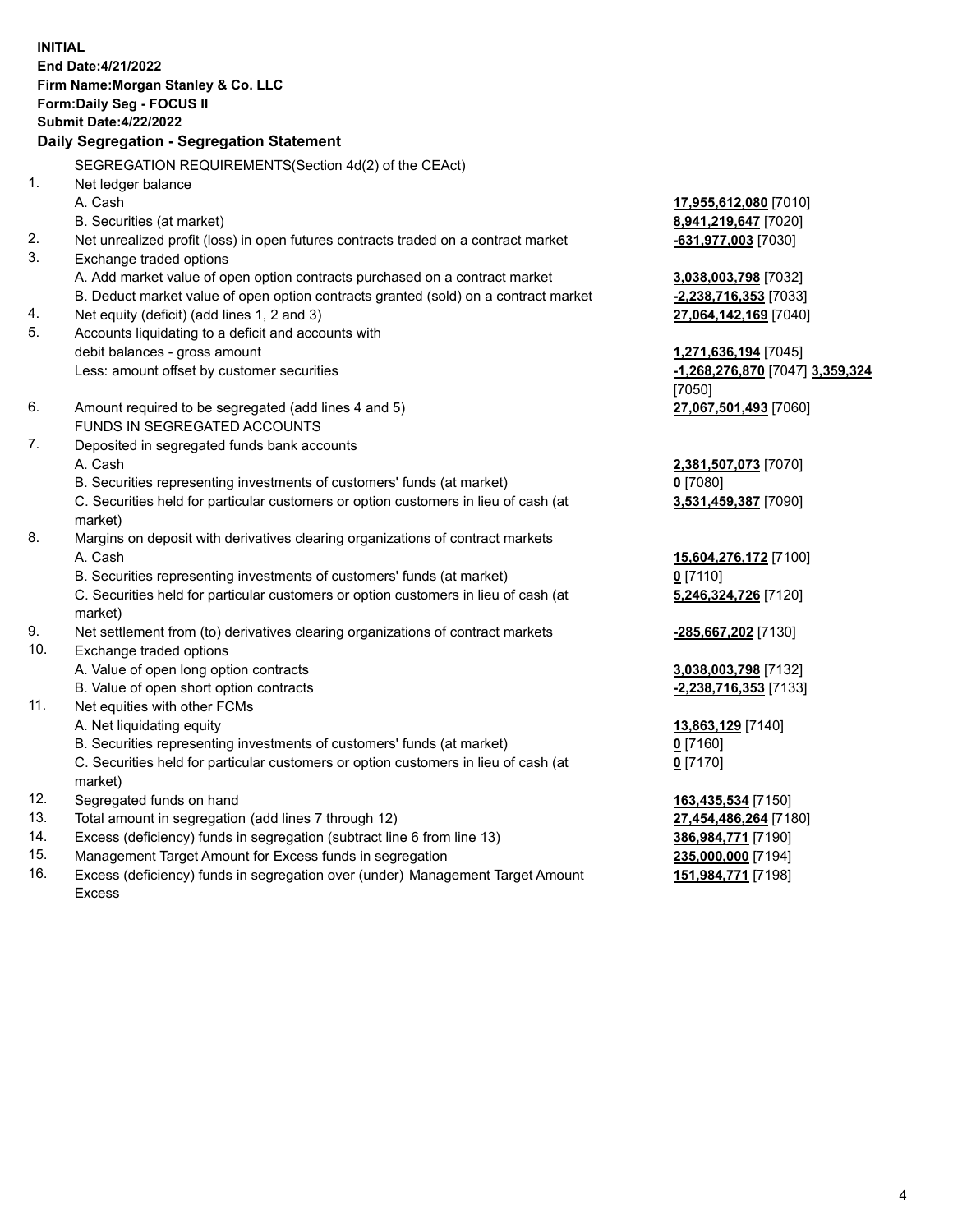**INITIAL**
**End Date:4/21/2022**
**Firm Name:Morgan Stanley & Co. LLC**
**Form:Daily Seg - FOCUS II**
**Submit Date:4/22/2022**

## Daily Segregation - Segregation Statement

SEGREGATION REQUIREMENTS(Section 4d(2) of the CEAct)

| | | |
|---|---|---|
| 1. | Net ledger balance | |
| | A. Cash | **17,955,612,080** [7010] |
| | B. Securities (at market) | **8,941,219,647** [7020] |
| 2. | Net unrealized profit (loss) in open futures contracts traded on a contract market | **-631,977,003** [7030] |
| 3. | Exchange traded options | |
| | A. Add market value of open option contracts purchased on a contract market | **3,038,003,798** [7032] |
| | B. Deduct market value of open option contracts granted (sold) on a contract market | **-2,238,716,353** [7033] |
| 4. | Net equity (deficit) (add lines 1, 2 and 3) | **27,064,142,169** [7040] |
| 5. | Accounts liquidating to a deficit and accounts with debit balances - gross amount | **1,271,636,194** [7045] |
| | Less: amount offset by customer securities | **-1,268,276,870** [7047] **3,359,324** [7050] |
| 6. | Amount required to be segregated (add lines 4 and 5) | **27,067,501,493** [7060] |
| | FUNDS IN SEGREGATED ACCOUNTS | |
| 7. | Deposited in segregated funds bank accounts | |
| | A. Cash | **2,381,507,073** [7070] |
| | B. Securities representing investments of customers' funds (at market) | **0** [7080] |
| | C. Securities held for particular customers or option customers in lieu of cash (at market) | **3,531,459,387** [7090] |
| 8. | Margins on deposit with derivatives clearing organizations of contract markets | |
| | A. Cash | **15,604,276,172** [7100] |
| | B. Securities representing investments of customers' funds (at market) | **0** [7110] |
| | C. Securities held for particular customers or option customers in lieu of cash (at market) | **5,246,324,726** [7120] |
| 9. | Net settlement from (to) derivatives clearing organizations of contract markets | **-285,667,202** [7130] |
| 10. | Exchange traded options | |
| | A. Value of open long option contracts | **3,038,003,798** [7132] |
| | B. Value of open short option contracts | **-2,238,716,353** [7133] |
| 11. | Net equities with other FCMs | |
| | A. Net liquidating equity | **13,863,129** [7140] |
| | B. Securities representing investments of customers' funds (at market) | **0** [7160] |
| | C. Securities held for particular customers or option customers in lieu of cash (at market) | **0** [7170] |
| 12. | Segregated funds on hand | **163,435,534** [7150] |
| 13. | Total amount in segregation (add lines 7 through 12) | **27,454,486,264** [7180] |
| 14. | Excess (deficiency) funds in segregation (subtract line 6 from line 13) | **386,984,771** [7190] |
| 15. | Management Target Amount for Excess funds in segregation | **235,000,000** [7194] |
| 16. | Excess (deficiency) funds in segregation over (under) Management Target Amount Excess | **151,984,771** [7198] |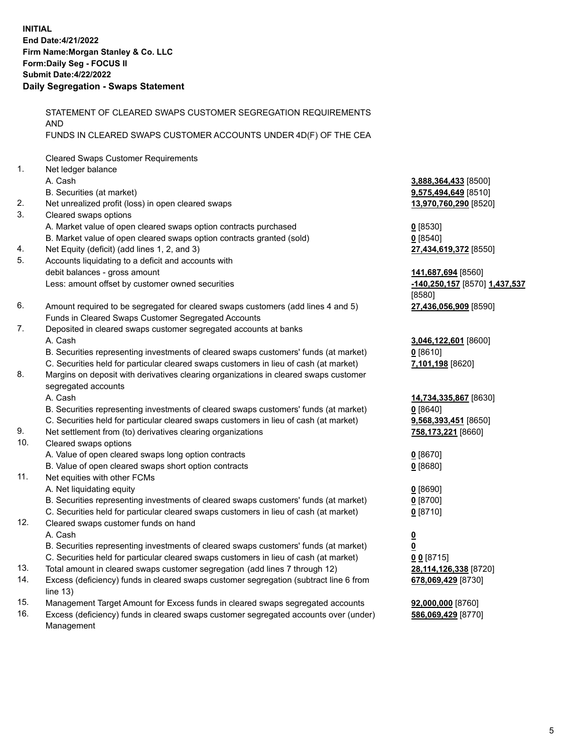**INITIAL**
**End Date:4/21/2022**
**Firm Name:Morgan Stanley & Co. LLC**
**Form:Daily Seg - FOCUS II**
**Submit Date:4/22/2022**
**Daily Segregation - Swaps Statement**

STATEMENT OF CLEARED SWAPS CUSTOMER SEGREGATION REQUIREMENTS AND FUNDS IN CLEARED SWAPS CUSTOMER ACCOUNTS UNDER 4D(F) OF THE CEA

| | | |
|---|---|---|
| | Cleared Swaps Customer Requirements | |
| 1. | Net ledger balance | |
| | A. Cash | **3,888,364,433** [8500] |
| | B. Securities (at market) | **9,575,494,649** [8510] |
| 2. | Net unrealized profit (loss) in open cleared swaps | **13,970,760,290** [8520] |
| 3. | Cleared swaps options | |
| | A. Market value of open cleared swaps option contracts purchased | **0** [8530] |
| | B. Market value of open cleared swaps option contracts granted (sold) | **0** [8540] |
| 4. | Net Equity (deficit) (add lines 1, 2, and 3) | **27,434,619,372** [8550] |
| 5. | Accounts liquidating to a deficit and accounts with debit balances - gross amount | **141,687,694** [8560] |
| | Less: amount offset by customer owned securities | **-140,250,157** [8570] **1,437,537** [8580] |
| 6. | Amount required to be segregated for cleared swaps customers (add lines 4 and 5) | **27,436,056,909** [8590] |
| | Funds in Cleared Swaps Customer Segregated Accounts | |
| 7. | Deposited in cleared swaps customer segregated accounts at banks | |
| | A. Cash | **3,046,122,601** [8600] |
| | B. Securities representing investments of cleared swaps customers' funds (at market) | **0** [8610] |
| | C. Securities held for particular cleared swaps customers in lieu of cash (at market) | **7,101,198** [8620] |
| 8. | Margins on deposit with derivatives clearing organizations in cleared swaps customer segregated accounts | |
| | A. Cash | **14,734,335,867** [8630] |
| | B. Securities representing investments of cleared swaps customers' funds (at market) | **0** [8640] |
| | C. Securities held for particular cleared swaps customers in lieu of cash (at market) | **9,568,393,451** [8650] |
| 9. | Net settlement from (to) derivatives clearing organizations | **758,173,221** [8660] |
| 10. | Cleared swaps options | |
| | A. Value of open cleared swaps long option contracts | **0** [8670] |
| | B. Value of open cleared swaps short option contracts | **0** [8680] |
| 11. | Net equities with other FCMs | |
| | A. Net liquidating equity | **0** [8690] |
| | B. Securities representing investments of cleared swaps customers' funds (at market) | **0** [8700] |
| | C. Securities held for particular cleared swaps customers in lieu of cash (at market) | **0** [8710] |
| 12. | Cleared swaps customer funds on hand | |
| | A. Cash | **0** |
| | B. Securities representing investments of cleared swaps customers' funds (at market) | **0** |
| | C. Securities held for particular cleared swaps customers in lieu of cash (at market) | **0** **0** [8715] |
| 13. | Total amount in cleared swaps customer segregation (add lines 7 through 12) | **28,114,126,338** [8720] |
| 14. | Excess (deficiency) funds in cleared swaps customer segregation (subtract line 6 from line 13) | **678,069,429** [8730] |
| 15. | Management Target Amount for Excess funds in cleared swaps segregated accounts | **92,000,000** [8760] |
| 16. | Excess (deficiency) funds in cleared swaps customer segregated accounts over (under) Management | **586,069,429** [8770] |